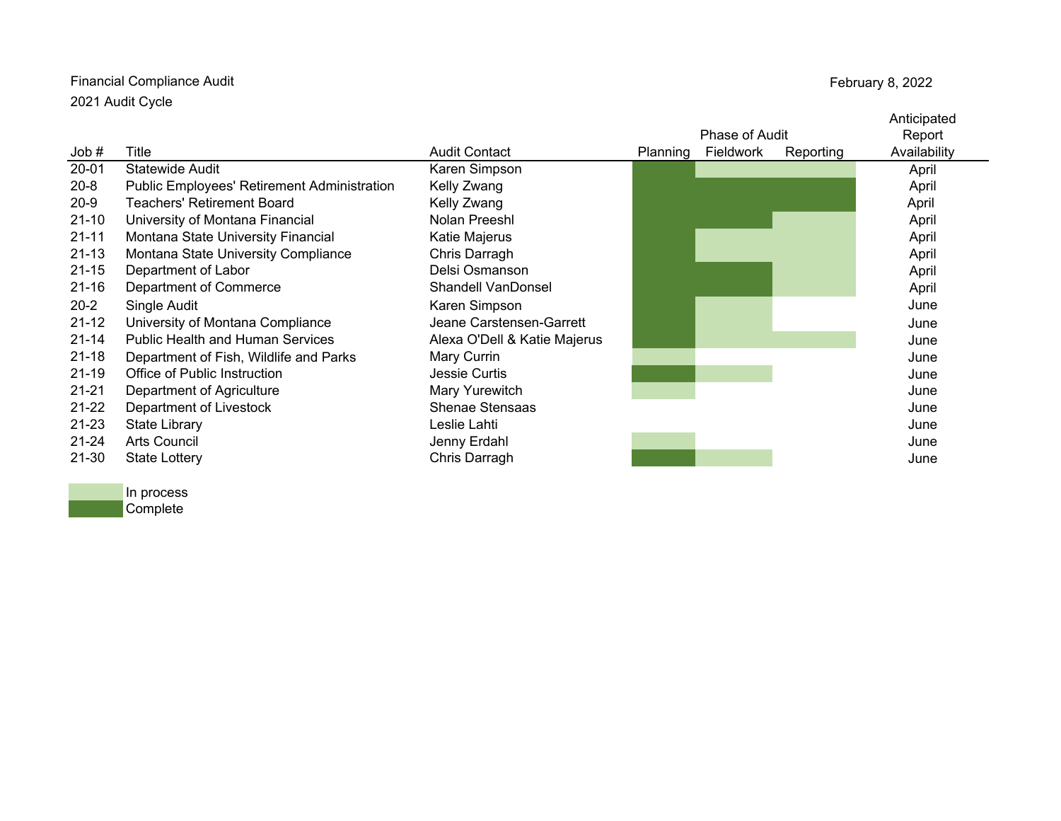Financial Compliance Audit

2021 Audit Cycle

February 8, 2022

| Job # | Title | Audit Contact | Phase of Audit: Planning | Phase of Audit: Fieldwork | Phase of Audit: Reporting | Anticipated Report Availability |
|---|---|---|---|---|---|---|
| 20-01 | Statewide Audit | Karen Simpson | Complete | In process | In process | April |
| 20-8 | Public Employees' Retirement Administration | Kelly Zwang | Complete | Complete | Complete | April |
| 20-9 | Teachers' Retirement Board | Kelly Zwang | Complete | Complete | Complete | April |
| 21-10 | University of Montana Financial | Nolan Preeshl | Complete | Complete | In process | April |
| 21-11 | Montana State University Financial | Katie Majerus | Complete | In process | In process | April |
| 21-13 | Montana State University Compliance | Chris Darragh | Complete | In process | In process | April |
| 21-15 | Department of Labor | Delsi Osmanson | Complete | Complete | In process | April |
| 21-16 | Department of Commerce | Shandell VanDonsel | Complete | Complete | In process | April |
| 20-2 | Single Audit | Karen Simpson | Complete | In process | | June |
| 21-12 | University of Montana Compliance | Jeane Carstensen-Garrett | Complete | In process | | June |
| 21-14 | Public Health and Human Services | Alexa O'Dell & Katie Majerus | Complete | In process | In process | June |
| 21-18 | Department of Fish, Wildlife and Parks | Mary Currin | In process | | | June |
| 21-19 | Office of Public Instruction | Jessie Curtis | Complete | In process | | June |
| 21-21 | Department of Agriculture | Mary Yurewitch | In process | | | June |
| 21-22 | Department of Livestock | Shenae Stensaas | | | | June |
| 21-23 | State Library | Leslie Lahti | | | | June |
| 21-24 | Arts Council | Jenny Erdahl | In process | | | June |
| 21-30 | State Lottery | Chris Darragh | Complete | In process | | June |

Legend:
- In process
- Complete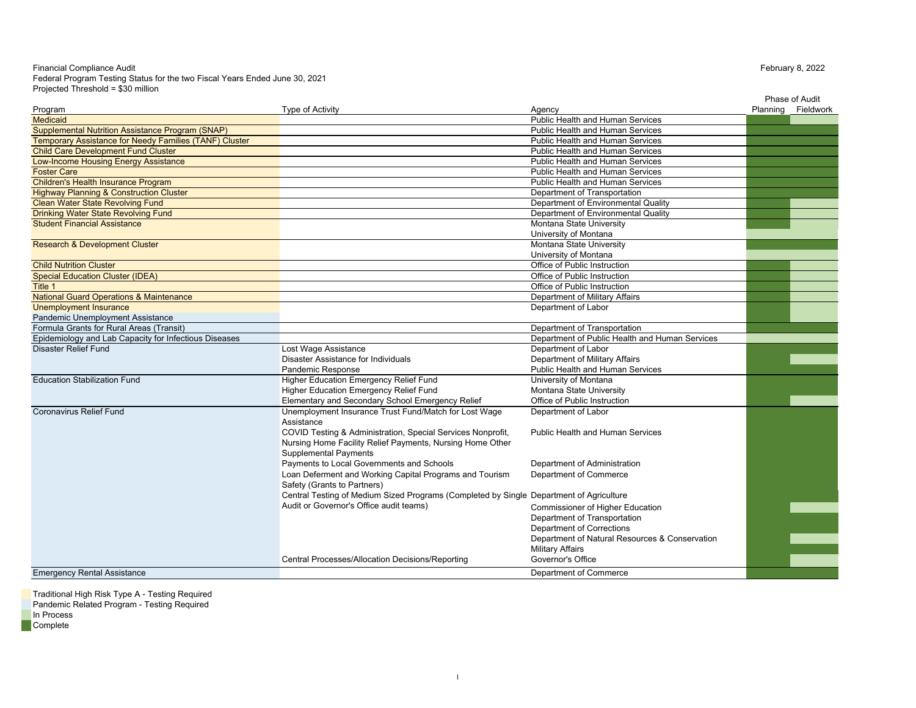Financial Compliance Audit
Federal Program Testing Status for the two Fiscal Years Ended June 30, 2021
Projected Threshold = $30 million

February 8, 2022

| Program | Type of Activity | Agency | Phase of Audit | |
|---|---|---|---|---|
| | | | Planning | Fieldwork |
| Medicaid | | Public Health and Human Services | Complete | In Process |
| Supplemental Nutrition Assistance Program (SNAP) | | Public Health and Human Services | Complete | Complete |
| Temporary Assistance for Needy Families (TANF) Cluster | | Public Health and Human Services | Complete | Complete |
| Child Care Development Fund Cluster | | Public Health and Human Services | Complete | Complete |
| Low-Income Housing Energy Assistance | | Public Health and Human Services | Complete | Complete |
| Foster Care | | Public Health and Human Services | Complete | Complete |
| Children's Health Insurance Program | | Public Health and Human Services | Complete | Complete |
| Highway Planning & Construction Cluster | | Department of Transportation | Complete | Complete |
| Clean Water State Revolving Fund | | Department of Environmental Quality | Complete | In Process |
| Drinking Water State Revolving Fund | | Department of Environmental Quality | Complete | In Process |
| Student Financial Assistance | | Montana State University | Complete | In Process |
| | | University of Montana | In Process | In Process |
| Research & Development Cluster | | Montana State University | Complete | Complete |
| | | University of Montana | In Process | In Process |
| Child Nutrition Cluster | | Office of Public Instruction | Complete | In Process |
| Special Education Cluster (IDEA) | | Office of Public Instruction | Complete | In Process |
| Title 1 | | Office of Public Instruction | Complete | In Process |
| National Guard Operations & Maintenance | | Department of Military Affairs | Complete | In Process |
| Unemployment Insurance | | Department of Labor | Complete | In Process |
| Pandemic Unemployment Assistance | | | | |
| Formula Grants for Rural Areas (Transit) | | Department of Transportation | Complete | Complete |
| Epidemiology and Lab Capacity for Infectious Diseases | | Department of Public Health and Human Services | In Process | In Process |
| Disaster Relief Fund | Lost Wage Assistance | Department of Labor | Complete | Complete |
| | Disaster Assistance for Individuals | Department of Military Affairs | Complete | In Process |
| | Pandemic Response | Public Health and Human Services | Complete | Complete |
| Education Stabilization Fund | Higher Education Emergency Relief Fund | University of Montana | Complete | Complete |
| | Higher Education Emergency Relief Fund | Montana State University | Complete | Complete |
| | Elementary and Secondary School Emergency Relief | Office of Public Instruction | Complete | In Process |
| Coronavirus Relief Fund | Unemployment Insurance Trust Fund/Match for Lost Wage Assistance | Department of Labor | Complete | Complete |
| | COVID Testing & Administration, Special Services Nonprofit, Nursing Home Facility Relief Payments, Nursing Home Other Supplemental Payments | Public Health and Human Services | Complete | Complete |
| | Payments to Local Governments and Schools | Department of Administration | Complete | Complete |
| | Loan Deferment and Working Capital Programs and Tourism Safety (Grants to Partners) | Department of Commerce | Complete | Complete |
| | Central Testing of Medium Sized Programs (Completed by Single Audit or Governor's Office audit teams) | Department of Agriculture | Complete | Complete |
| | | Commissioner of Higher Education | Complete | In Process |
| | | Department of Transportation | Complete | Complete |
| | | Department of Corrections | Complete | Complete |
| | | Department of Natural Resources & Conservation | Complete | In Process |
| | | Military Affairs | Complete | Complete |
| | Central Processes/Allocation Decisions/Reporting | Governor's Office | Complete | In Process |
| Emergency Rental Assistance | | Department of Commerce | Complete | Complete |

- Traditional High Risk Type A - Testing Required
- Pandemic Related Program - Testing Required
- In Process
- Complete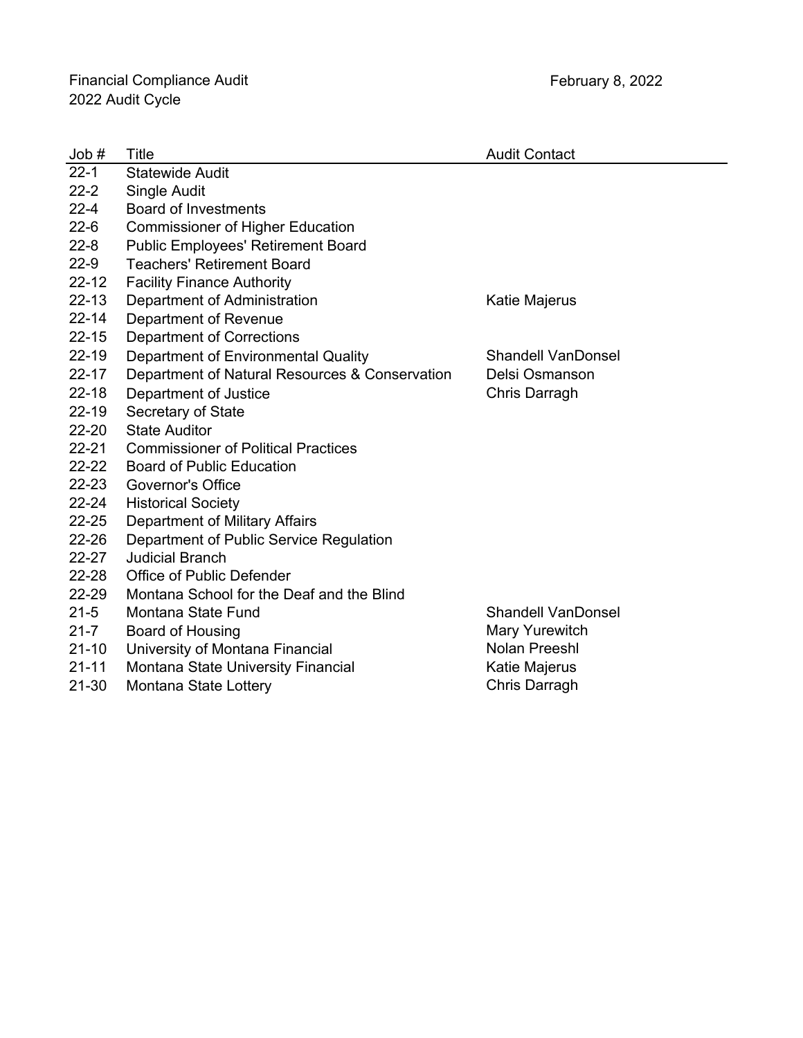Financial Compliance Audit
2022 Audit Cycle

February 8, 2022

| Job # | Title | Audit Contact |
|---|---|---|
| 22-1 | Statewide Audit | |
| 22-2 | Single Audit | |
| 22-4 | Board of Investments | |
| 22-6 | Commissioner of Higher Education | |
| 22-8 | Public Employees' Retirement Board | |
| 22-9 | Teachers' Retirement Board | |
| 22-12 | Facility Finance Authority | |
| 22-13 | Department of Administration | Katie Majerus |
| 22-14 | Department of Revenue | |
| 22-15 | Department of Corrections | |
| 22-19 | Department of Environmental Quality | Shandell VanDonsel |
| 22-17 | Department of Natural Resources & Conservation | Delsi Osmanson |
| 22-18 | Department of Justice | Chris Darragh |
| 22-19 | Secretary of State | |
| 22-20 | State Auditor | |
| 22-21 | Commissioner of Political Practices | |
| 22-22 | Board of Public Education | |
| 22-23 | Governor's Office | |
| 22-24 | Historical Society | |
| 22-25 | Department of Military Affairs | |
| 22-26 | Department of Public Service Regulation | |
| 22-27 | Judicial Branch | |
| 22-28 | Office of Public Defender | |
| 22-29 | Montana School for the Deaf and the Blind | |
| 21-5 | Montana State Fund | Shandell VanDonsel |
| 21-7 | Board of Housing | Mary Yurewitch |
| 21-10 | University of Montana Financial | Nolan Preeshl |
| 21-11 | Montana State University Financial | Katie Majerus |
| 21-30 | Montana State Lottery | Chris Darragh |